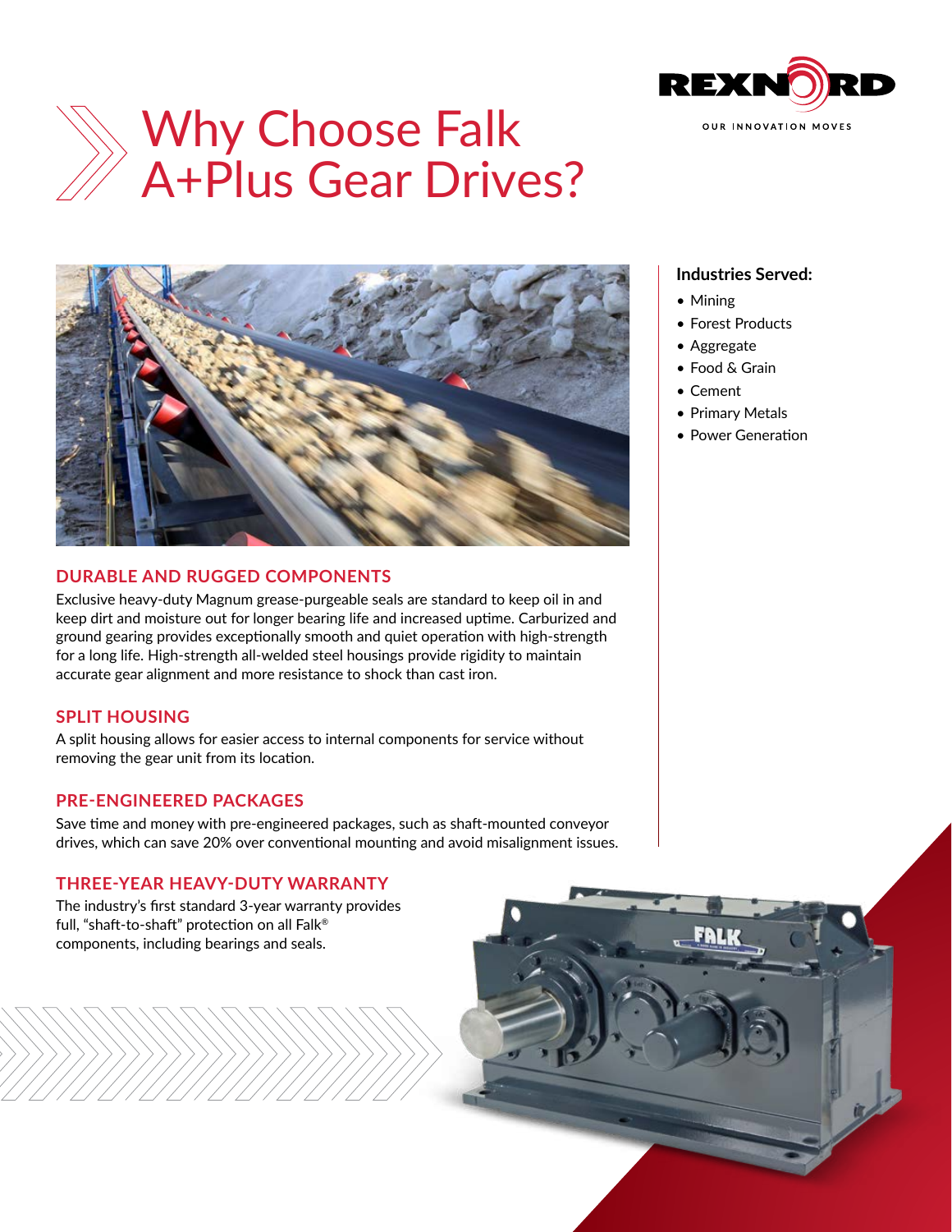# Why Choose Falk A+Plus Gear Drives?

REXNORD
OUR INNOVATION MOVES

### Industries Served:

- Mining
- Forest Products
- Aggregate
- Food & Grain
- Cement
- Primary Metals
- Power Generation

## DURABLE AND RUGGED COMPONENTS

Exclusive heavy-duty Magnum grease-purgeable seals are standard to keep oil in and keep dirt and moisture out for longer bearing life and increased uptime. Carburized and ground gearing provides exceptionally smooth and quiet operation with high-strength for a long life. High-strength all-welded steel housings provide rigidity to maintain accurate gear alignment and more resistance to shock than cast iron.

## SPLIT HOUSING

A split housing allows for easier access to internal components for service without removing the gear unit from its location.

## PRE-ENGINEERED PACKAGES

Save time and money with pre-engineered packages, such as shaft-mounted conveyor drives, which can save 20% over conventional mounting and avoid misalignment issues.

## THREE-YEAR HEAVY-DUTY WARRANTY

The industry's first standard 3-year warranty provides full, "shaft-to-shaft" protection on all Falk® components, including bearings and seals.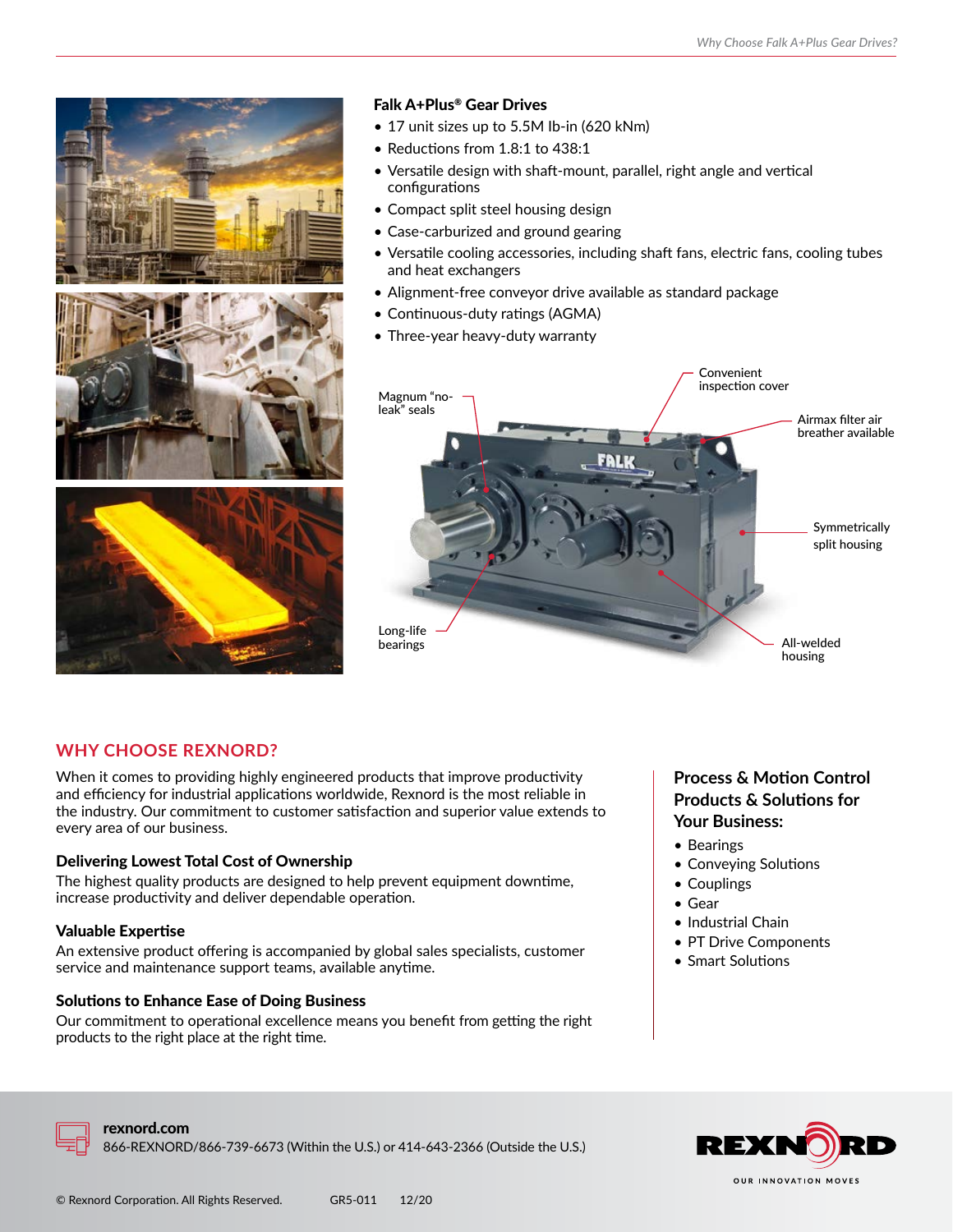## Falk A+Plus® Gear Drives

- 17 unit sizes up to 5.5M lb-in (620 kNm)
- Reductions from 1.8:1 to 438:1
- Versatile design with shaft-mount, parallel, right angle and vertical configurations
- Compact split steel housing design
- Case-carburized and ground gearing
- Versatile cooling accessories, including shaft fans, electric fans, cooling tubes and heat exchangers
- Alignment-free conveyor drive available as standard package
- Continuous-duty ratings (AGMA)
- Three-year heavy-duty warranty

Magnum "no-leak" seals

Convenient inspection cover

Airmax filter air breather available

Symmetrically split housing

Long-life bearings

All-welded housing

## WHY CHOOSE REXNORD?

When it comes to providing highly engineered products that improve productivity and efficiency for industrial applications worldwide, Rexnord is the most reliable in the industry. Our commitment to customer satisfaction and superior value extends to every area of our business.

### Delivering Lowest Total Cost of Ownership

The highest quality products are designed to help prevent equipment downtime, increase productivity and deliver dependable operation.

### Valuable Expertise

An extensive product offering is accompanied by global sales specialists, customer service and maintenance support teams, available anytime.

### Solutions to Enhance Ease of Doing Business

Our commitment to operational excellence means you benefit from getting the right products to the right place at the right time.

### Process & Motion Control Products & Solutions for Your Business:

- Bearings
- Conveying Solutions
- Couplings
- Gear
- Industrial Chain
- PT Drive Components
- Smart Solutions

**rexnord.com**

866-REXNORD/866-739-6673 (Within the U.S.) or 414-643-2366 (Outside the U.S.)

REXNORD
OUR INNOVATION MOVES

© Rexnord Corporation. All Rights Reserved. GR5-011 12/20